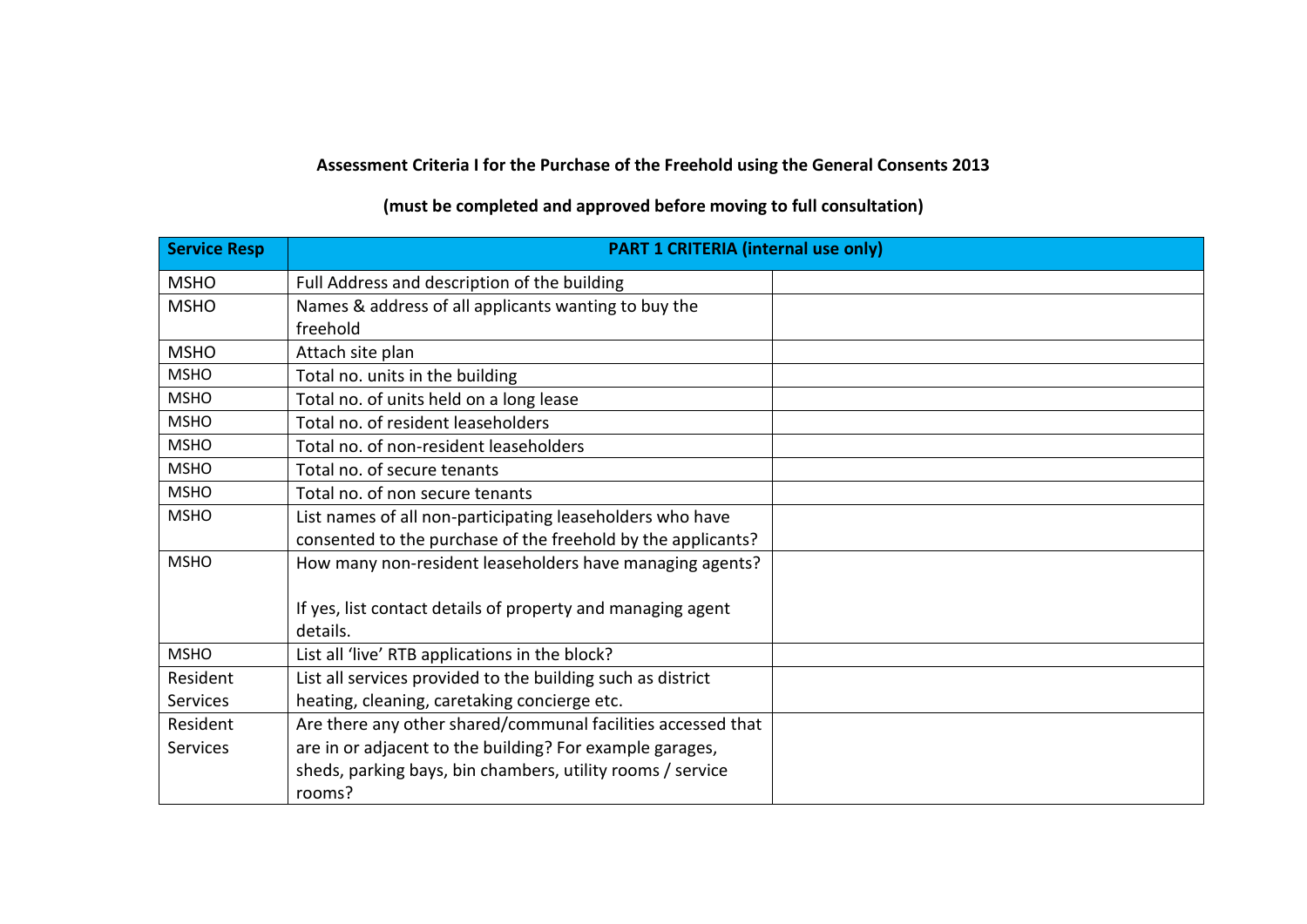**Assessment Criteria I for the Purchase of the Freehold using the General Consents 2013**

**(must be completed and approved before moving to full consultation)**

| **Service Resp** | **PART 1 CRITERIA (internal use only)** | |
|---|---|---|
| MSHO | Full Address and description of the building | |
| MSHO | Names & address of all applicants wanting to buy the freehold | |
| MSHO | Attach site plan | |
| MSHO | Total no. units in the building | |
| MSHO | Total no. of units held on a long lease | |
| MSHO | Total no. of resident leaseholders | |
| MSHO | Total no. of non-resident leaseholders | |
| MSHO | Total no. of secure tenants | |
| MSHO | Total no. of non secure tenants | |
| MSHO | List names of all non-participating leaseholders who have consented to the purchase of the freehold by the applicants? | |
| MSHO | How many non-resident leaseholders have managing agents?<br><br>If yes, list contact details of property and managing agent details. | |
| MSHO | List all 'live' RTB applications in the block? | |
| Resident Services | List all services provided to the building such as district heating, cleaning, caretaking concierge etc. | |
| Resident Services | Are there any other shared/communal facilities accessed that are in or adjacent to the building? For example garages, sheds, parking bays, bin chambers, utility rooms / service rooms? | |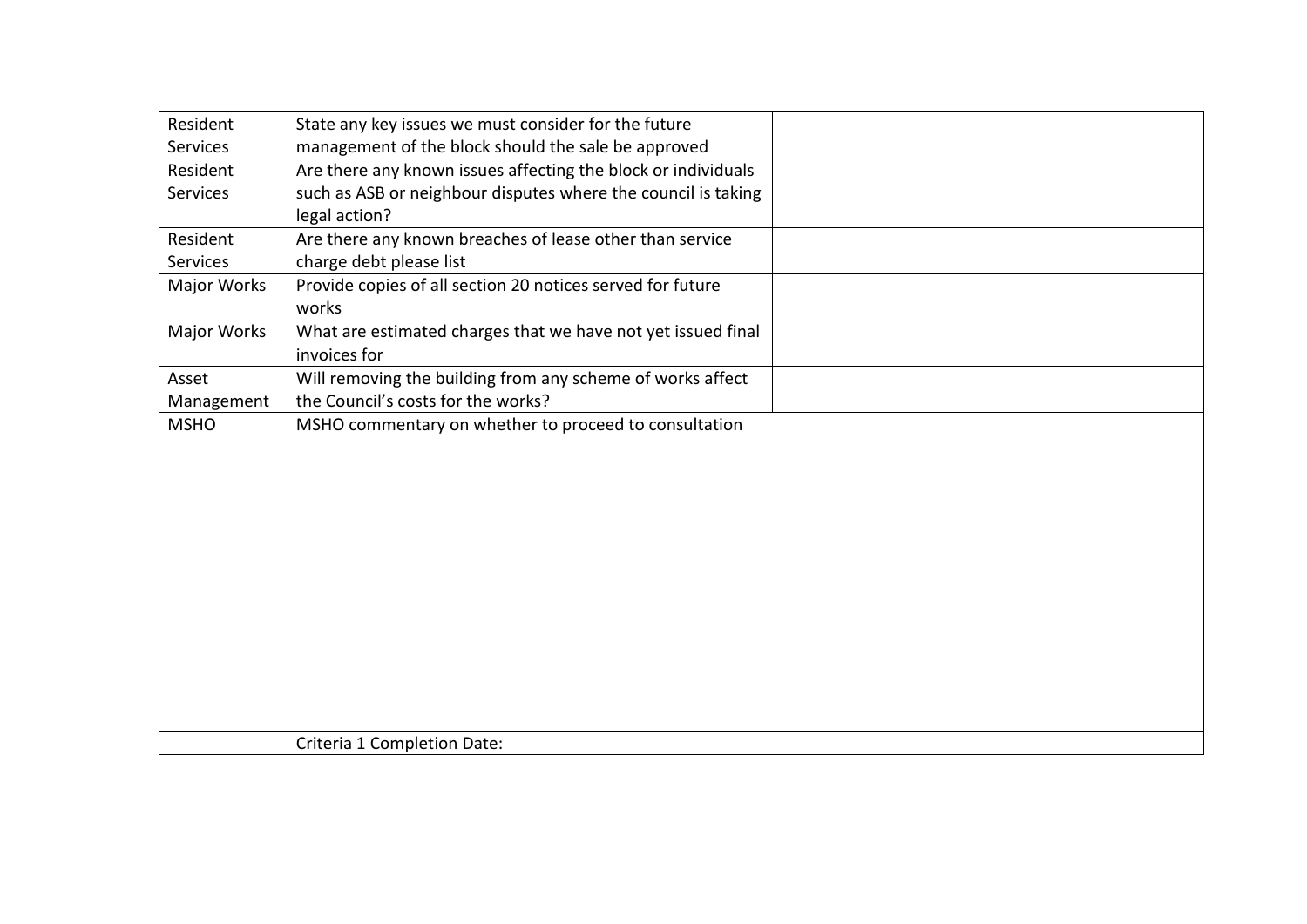| | | |
|---|---|---|
| Resident Services | State any key issues we must consider for the future management of the block should the sale be approved | |
| Resident Services | Are there any known issues affecting the block or individuals such as ASB or neighbour disputes where the council is taking legal action? | |
| Resident Services | Are there any known breaches of lease other than service charge debt please list | |
| Major Works | Provide copies of all section 20 notices served for future works | |
| Major Works | What are estimated charges that we have not yet issued final invoices for | |
| Asset Management | Will removing the building from any scheme of works affect the Council's costs for the works? | |
| MSHO | MSHO commentary on whether to proceed to consultation | |
| | Criteria 1 Completion Date: | |